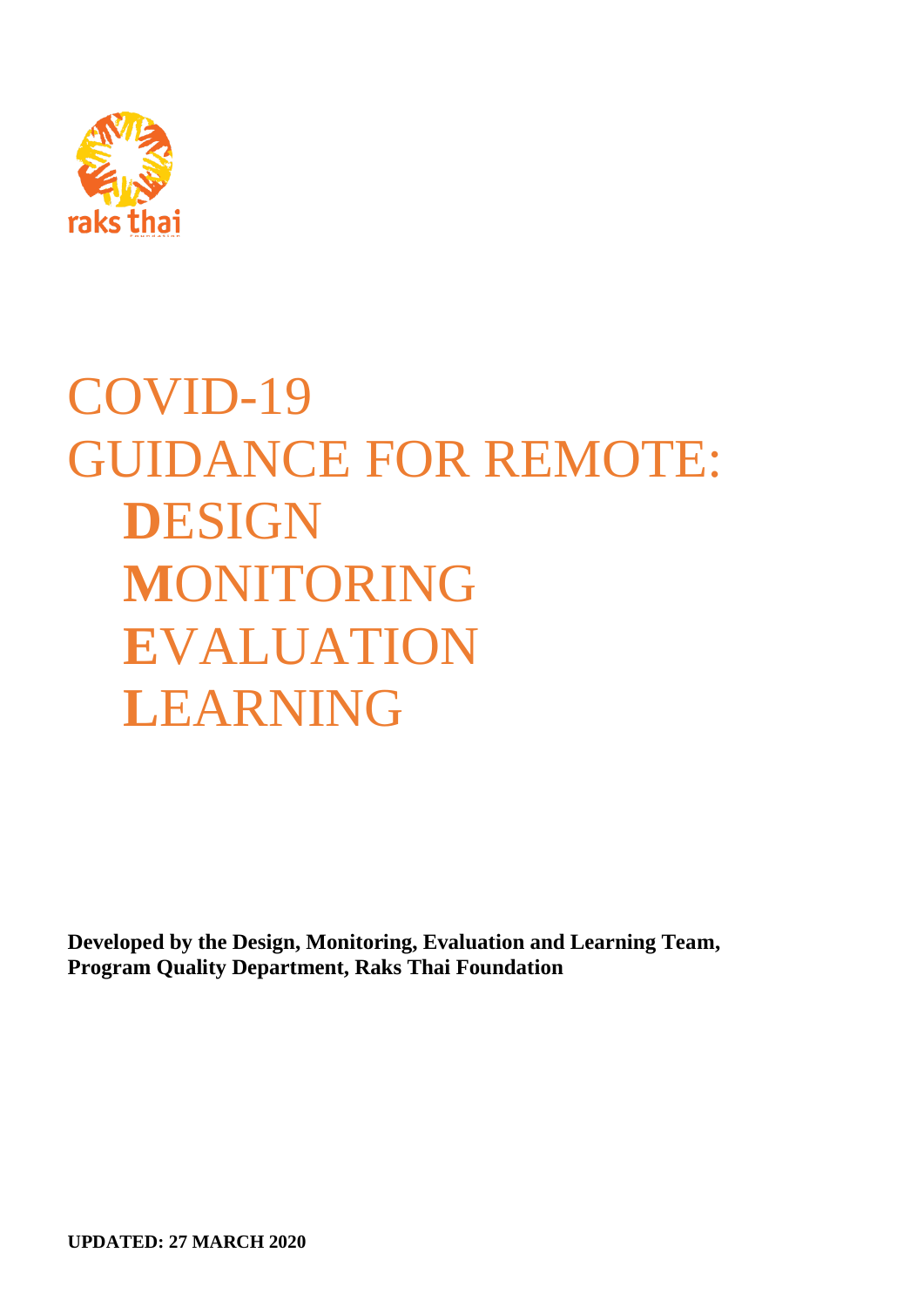# COVID-19 GUIDANCE FOR REMOTE: **D**ESIGN **M**ONITORING **E**VALUATION **L**EARNING

**Developed by the Design, Monitoring, Evaluation and Learning Team, Program Quality Department, Raks Thai Foundation**

**UPDATED: 27 MARCH 2020**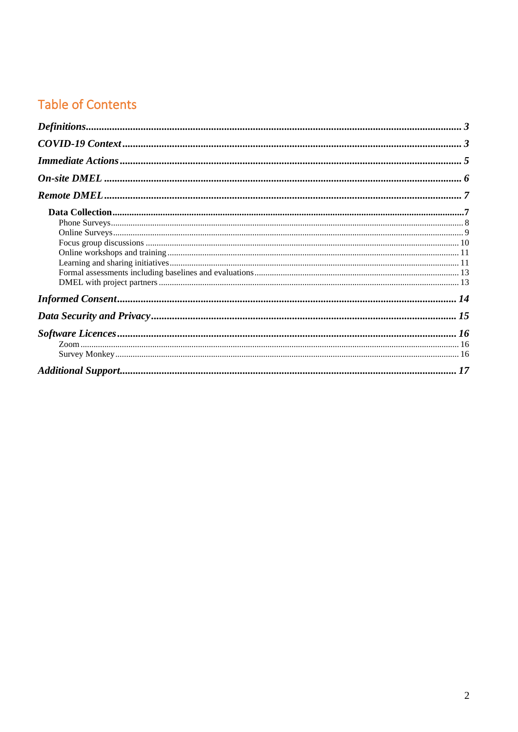# Table of Contents

*Definitions* ........ 3

*COVID-19 Context* ........ 3

*Immediate Actions* ........ 5

*On-site DMEL* ........ 6

*Remote DMEL* ........ 7

- **Data Collection** ........ 7
  - Phone Surveys ........ 8
  - Online Surveys ........ 9
  - Focus group discussions ........ 10
  - Online workshops and training ........ 11
  - Learning and sharing initiatives ........ 11
  - Formal assessments including baselines and evaluations ........ 13
  - DMEL with project partners ........ 13

*Informed Consent* ........ 14

*Data Security and Privacy* ........ 15

*Software Licences* ........ 16

- Zoom ........ 16
- Survey Monkey ........ 16

*Additional Support* ........ 17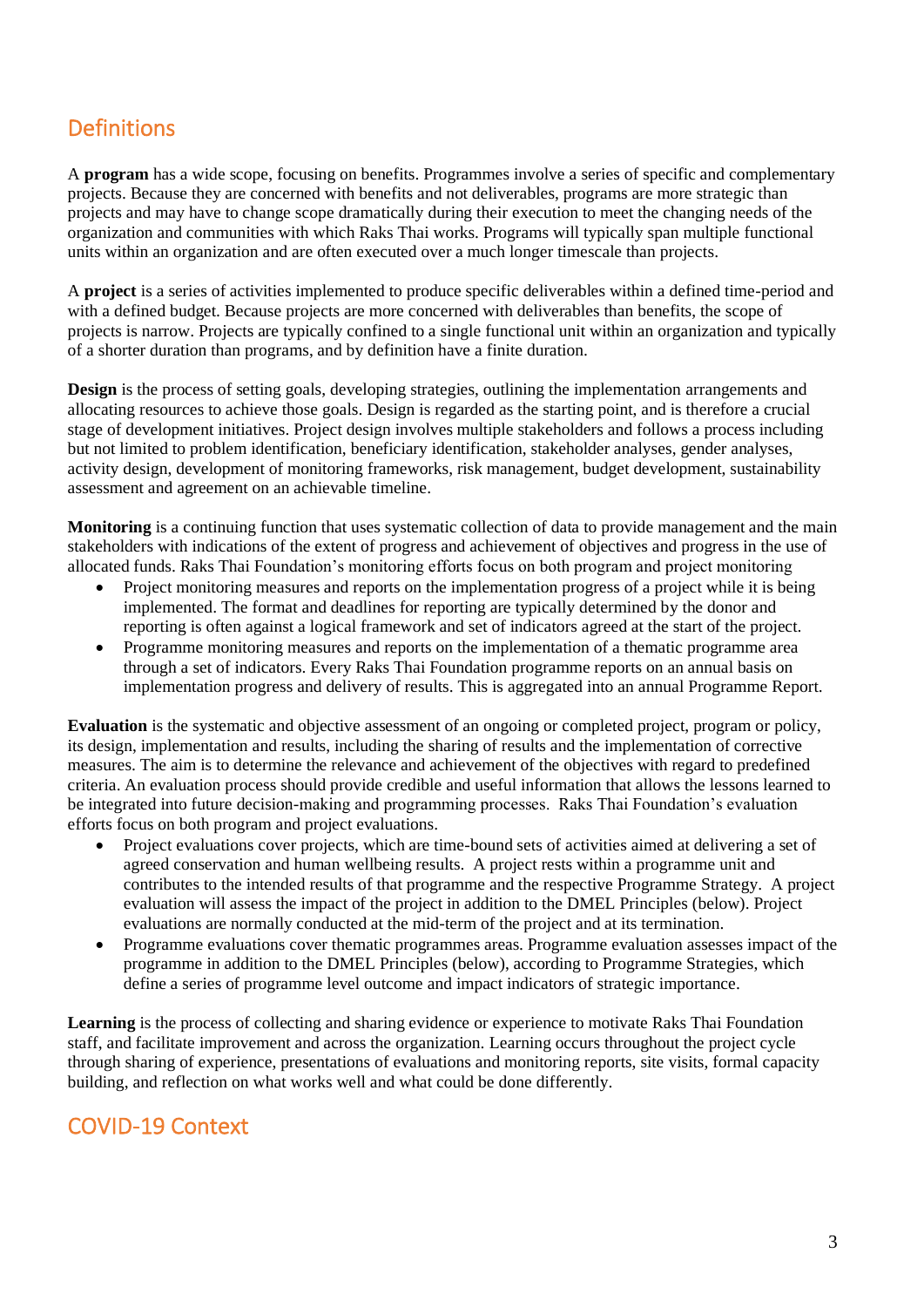## Definitions

A **program** has a wide scope, focusing on benefits. Programmes involve a series of specific and complementary projects. Because they are concerned with benefits and not deliverables, programs are more strategic than projects and may have to change scope dramatically during their execution to meet the changing needs of the organization and communities with which Raks Thai works. Programs will typically span multiple functional units within an organization and are often executed over a much longer timescale than projects.

A **project** is a series of activities implemented to produce specific deliverables within a defined time-period and with a defined budget. Because projects are more concerned with deliverables than benefits, the scope of projects is narrow. Projects are typically confined to a single functional unit within an organization and typically of a shorter duration than programs, and by definition have a finite duration.

**Design** is the process of setting goals, developing strategies, outlining the implementation arrangements and allocating resources to achieve those goals. Design is regarded as the starting point, and is therefore a crucial stage of development initiatives. Project design involves multiple stakeholders and follows a process including but not limited to problem identification, beneficiary identification, stakeholder analyses, gender analyses, activity design, development of monitoring frameworks, risk management, budget development, sustainability assessment and agreement on an achievable timeline.

**Monitoring** is a continuing function that uses systematic collection of data to provide management and the main stakeholders with indications of the extent of progress and achievement of objectives and progress in the use of allocated funds. Raks Thai Foundation's monitoring efforts focus on both program and project monitoring

- Project monitoring measures and reports on the implementation progress of a project while it is being implemented. The format and deadlines for reporting are typically determined by the donor and reporting is often against a logical framework and set of indicators agreed at the start of the project.
- Programme monitoring measures and reports on the implementation of a thematic programme area through a set of indicators. Every Raks Thai Foundation programme reports on an annual basis on implementation progress and delivery of results. This is aggregated into an annual Programme Report.

**Evaluation** is the systematic and objective assessment of an ongoing or completed project, program or policy, its design, implementation and results, including the sharing of results and the implementation of corrective measures. The aim is to determine the relevance and achievement of the objectives with regard to predefined criteria. An evaluation process should provide credible and useful information that allows the lessons learned to be integrated into future decision-making and programming processes. Raks Thai Foundation's evaluation efforts focus on both program and project evaluations.

- Project evaluations cover projects, which are time-bound sets of activities aimed at delivering a set of agreed conservation and human wellbeing results. A project rests within a programme unit and contributes to the intended results of that programme and the respective Programme Strategy. A project evaluation will assess the impact of the project in addition to the DMEL Principles (below). Project evaluations are normally conducted at the mid-term of the project and at its termination.
- Programme evaluations cover thematic programmes areas. Programme evaluation assesses impact of the programme in addition to the DMEL Principles (below), according to Programme Strategies, which define a series of programme level outcome and impact indicators of strategic importance.

**Learning** is the process of collecting and sharing evidence or experience to motivate Raks Thai Foundation staff, and facilitate improvement and across the organization. Learning occurs throughout the project cycle through sharing of experience, presentations of evaluations and monitoring reports, site visits, formal capacity building, and reflection on what works well and what could be done differently.

## COVID-19 Context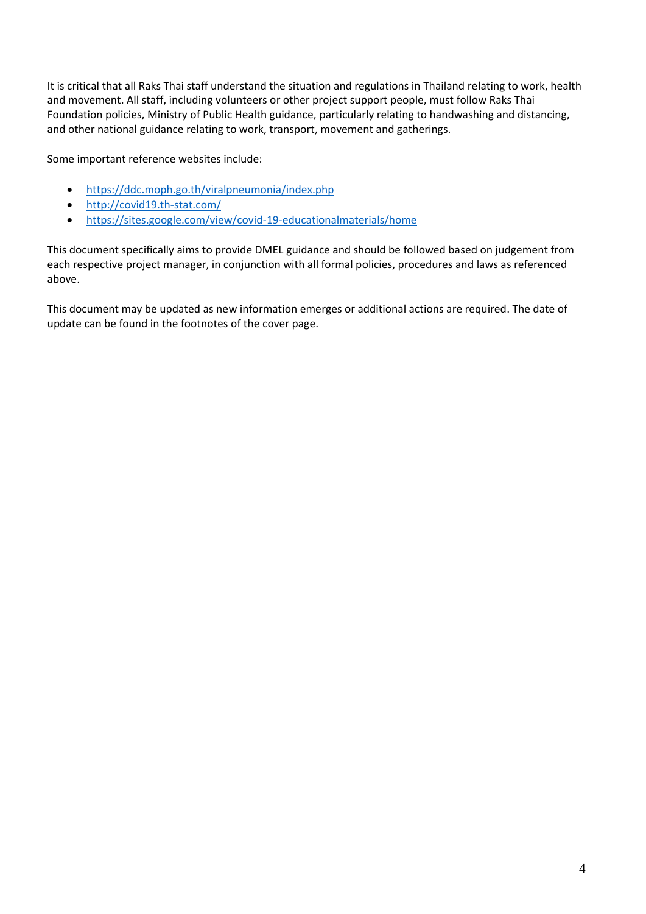It is critical that all Raks Thai staff understand the situation and regulations in Thailand relating to work, health and movement. All staff, including volunteers or other project support people, must follow Raks Thai Foundation policies, Ministry of Public Health guidance, particularly relating to handwashing and distancing, and other national guidance relating to work, transport, movement and gatherings.

Some important reference websites include:

- https://ddc.moph.go.th/viralpneumonia/index.php
- http://covid19.th-stat.com/
- https://sites.google.com/view/covid-19-educationalmaterials/home

This document specifically aims to provide DMEL guidance and should be followed based on judgement from each respective project manager, in conjunction with all formal policies, procedures and laws as referenced above.

This document may be updated as new information emerges or additional actions are required. The date of update can be found in the footnotes of the cover page.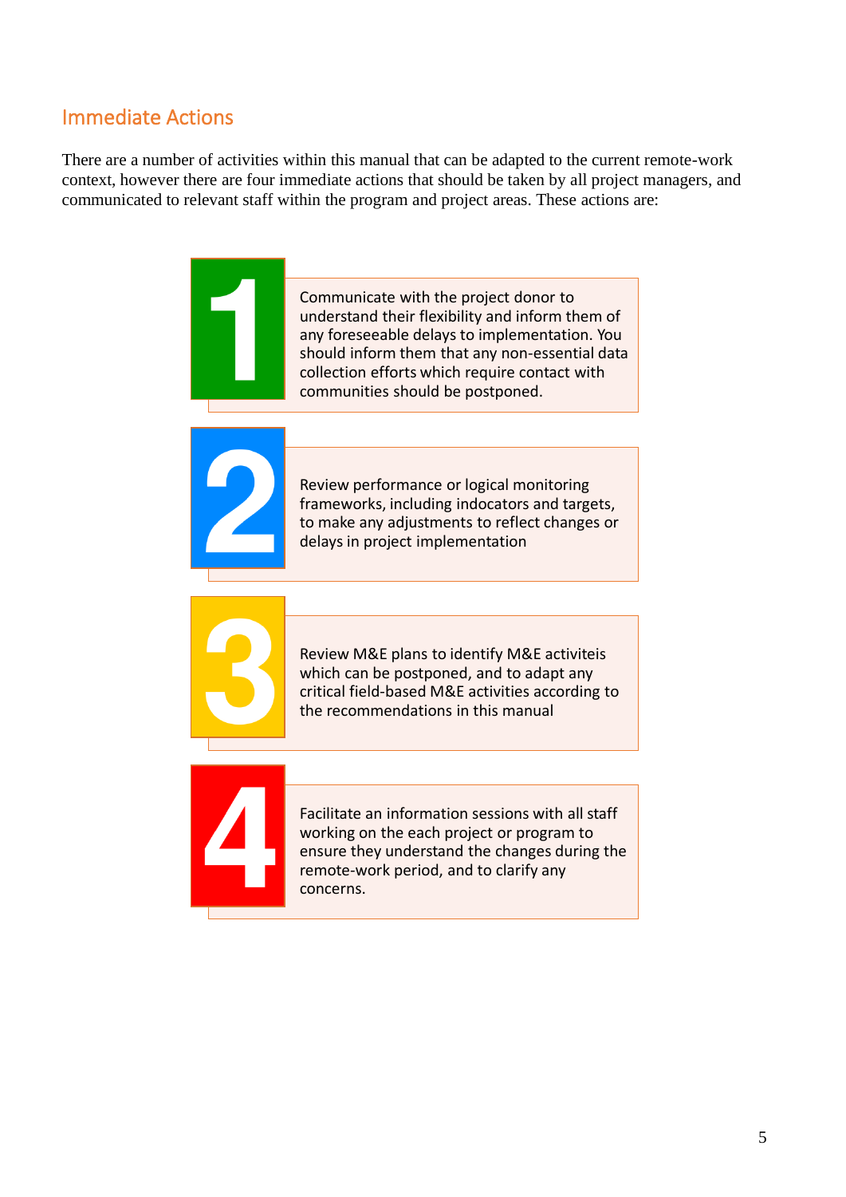## Immediate Actions

There are a number of activities within this manual that can be adapted to the current remote-work context, however there are four immediate actions that should be taken by all project managers, and communicated to relevant staff within the program and project areas. These actions are:

1. Communicate with the project donor to understand their flexibility and inform them of any foreseeable delays to implementation. You should inform them that any non-essential data collection efforts which require contact with communities should be postponed.

2. Review performance or logical monitoring frameworks, including indocators and targets, to make any adjustments to reflect changes or delays in project implementation

3. Review M&E plans to identify M&E activiteis which can be postponed, and to adapt any critical field-based M&E activities according to the recommendations in this manual

4. Facilitate an information sessions with all staff working on the each project or program to ensure they understand the changes during the remote-work period, and to clarify any concerns.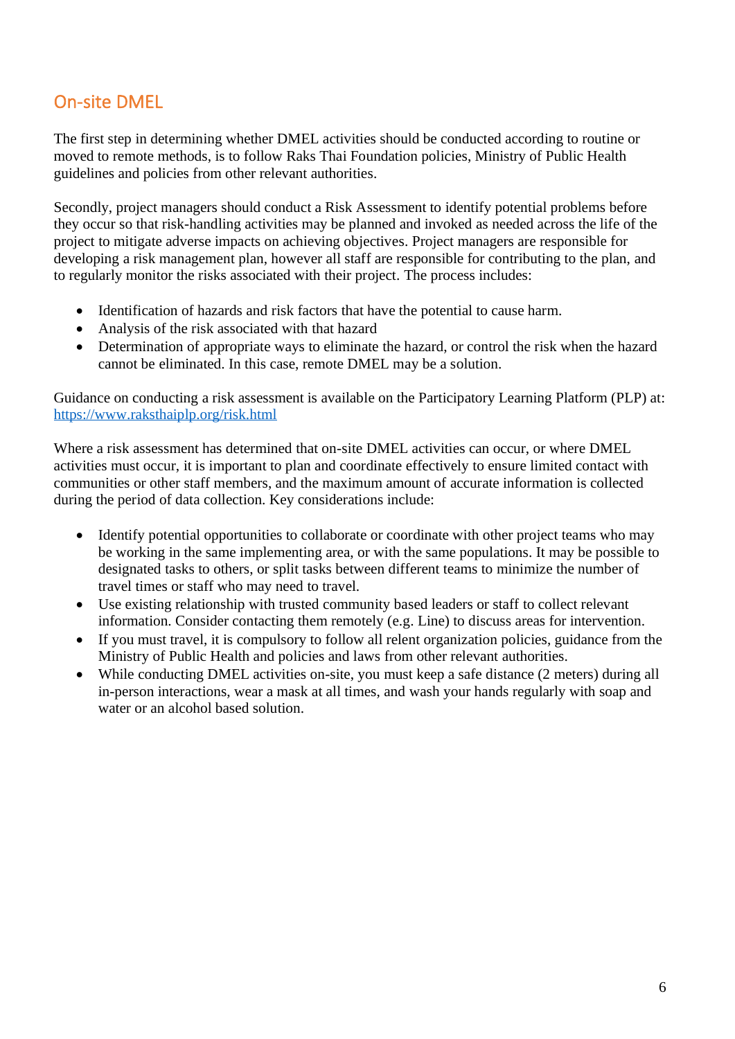## On-site DMEL

The first step in determining whether DMEL activities should be conducted according to routine or moved to remote methods, is to follow Raks Thai Foundation policies, Ministry of Public Health guidelines and policies from other relevant authorities.

Secondly, project managers should conduct a Risk Assessment to identify potential problems before they occur so that risk-handling activities may be planned and invoked as needed across the life of the project to mitigate adverse impacts on achieving objectives. Project managers are responsible for developing a risk management plan, however all staff are responsible for contributing to the plan, and to regularly monitor the risks associated with their project. The process includes:

- Identification of hazards and risk factors that have the potential to cause harm.
- Analysis of the risk associated with that hazard
- Determination of appropriate ways to eliminate the hazard, or control the risk when the hazard cannot be eliminated. In this case, remote DMEL may be a solution.

Guidance on conducting a risk assessment is available on the Participatory Learning Platform (PLP) at: [https://www.raksthaiplp.org/risk.html](https://www.raksthaiplp.org/risk.html)

Where a risk assessment has determined that on-site DMEL activities can occur, or where DMEL activities must occur, it is important to plan and coordinate effectively to ensure limited contact with communities or other staff members, and the maximum amount of accurate information is collected during the period of data collection. Key considerations include:

- Identify potential opportunities to collaborate or coordinate with other project teams who may be working in the same implementing area, or with the same populations. It may be possible to designated tasks to others, or split tasks between different teams to minimize the number of travel times or staff who may need to travel.
- Use existing relationship with trusted community based leaders or staff to collect relevant information. Consider contacting them remotely (e.g. Line) to discuss areas for intervention.
- If you must travel, it is compulsory to follow all relent organization policies, guidance from the Ministry of Public Health and policies and laws from other relevant authorities.
- While conducting DMEL activities on-site, you must keep a safe distance (2 meters) during all in-person interactions, wear a mask at all times, and wash your hands regularly with soap and water or an alcohol based solution.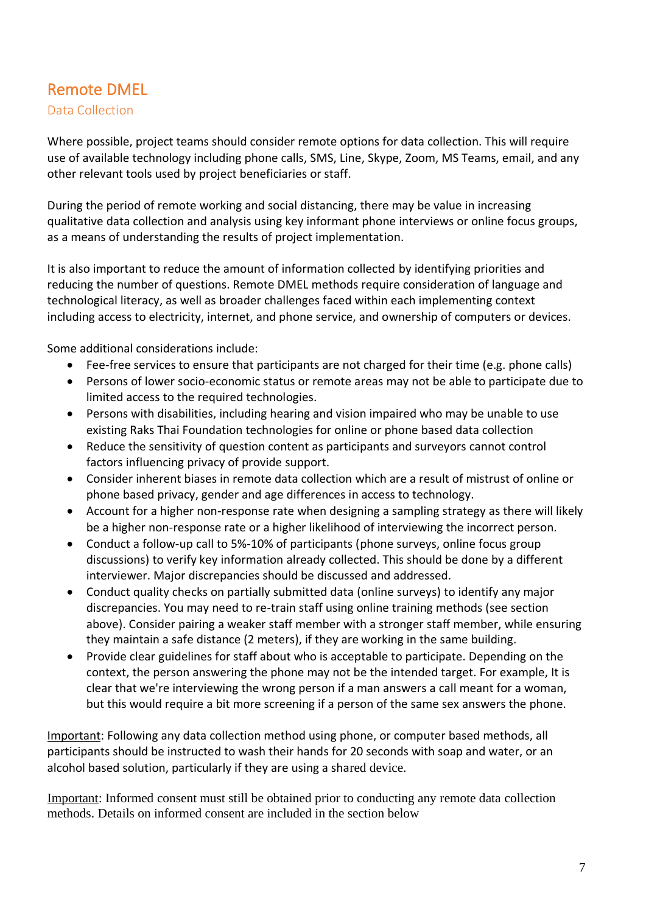## Remote DMEL

### Data Collection

Where possible, project teams should consider remote options for data collection. This will require use of available technology including phone calls, SMS, Line, Skype, Zoom, MS Teams, email, and any other relevant tools used by project beneficiaries or staff.

During the period of remote working and social distancing, there may be value in increasing qualitative data collection and analysis using key informant phone interviews or online focus groups, as a means of understanding the results of project implementation.

It is also important to reduce the amount of information collected by identifying priorities and reducing the number of questions. Remote DMEL methods require consideration of language and technological literacy, as well as broader challenges faced within each implementing context including access to electricity, internet, and phone service, and ownership of computers or devices.

Some additional considerations include:

- Fee-free services to ensure that participants are not charged for their time (e.g. phone calls)
- Persons of lower socio-economic status or remote areas may not be able to participate due to limited access to the required technologies.
- Persons with disabilities, including hearing and vision impaired who may be unable to use existing Raks Thai Foundation technologies for online or phone based data collection
- Reduce the sensitivity of question content as participants and surveyors cannot control factors influencing privacy of provide support.
- Consider inherent biases in remote data collection which are a result of mistrust of online or phone based privacy, gender and age differences in access to technology.
- Account for a higher non-response rate when designing a sampling strategy as there will likely be a higher non-response rate or a higher likelihood of interviewing the incorrect person.
- Conduct a follow-up call to 5%-10% of participants (phone surveys, online focus group discussions) to verify key information already collected. This should be done by a different interviewer. Major discrepancies should be discussed and addressed.
- Conduct quality checks on partially submitted data (online surveys) to identify any major discrepancies. You may need to re-train staff using online training methods (see section above). Consider pairing a weaker staff member with a stronger staff member, while ensuring they maintain a safe distance (2 meters), if they are working in the same building.
- Provide clear guidelines for staff about who is acceptable to participate. Depending on the context, the person answering the phone may not be the intended target. For example, It is clear that we're interviewing the wrong person if a man answers a call meant for a woman, but this would require a bit more screening if a person of the same sex answers the phone.

Important: Following any data collection method using phone, or computer based methods, all participants should be instructed to wash their hands for 20 seconds with soap and water, or an alcohol based solution, particularly if they are using a shared device.

Important: Informed consent must still be obtained prior to conducting any remote data collection methods. Details on informed consent are included in the section below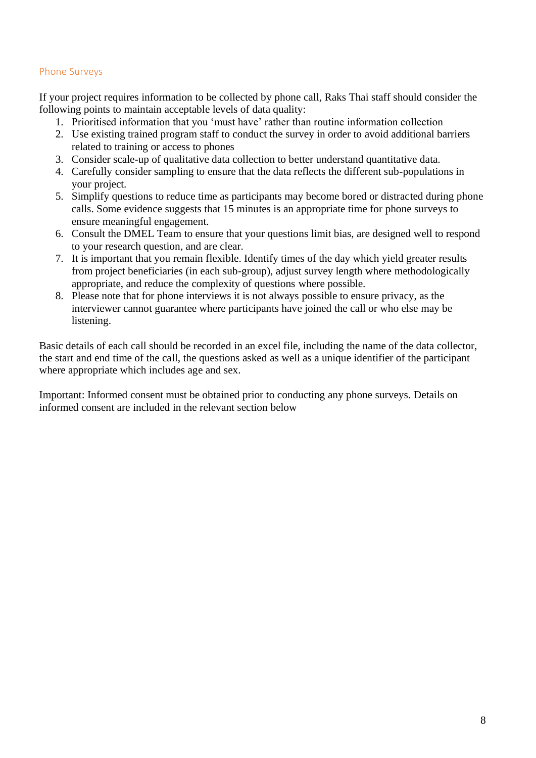## Phone Surveys

If your project requires information to be collected by phone call, Raks Thai staff should consider the following points to maintain acceptable levels of data quality:

1. Prioritised information that you 'must have' rather than routine information collection
2. Use existing trained program staff to conduct the survey in order to avoid additional barriers related to training or access to phones
3. Consider scale-up of qualitative data collection to better understand quantitative data.
4. Carefully consider sampling to ensure that the data reflects the different sub-populations in your project.
5. Simplify questions to reduce time as participants may become bored or distracted during phone calls. Some evidence suggests that 15 minutes is an appropriate time for phone surveys to ensure meaningful engagement.
6. Consult the DMEL Team to ensure that your questions limit bias, are designed well to respond to your research question, and are clear.
7. It is important that you remain flexible. Identify times of the day which yield greater results from project beneficiaries (in each sub-group), adjust survey length where methodologically appropriate, and reduce the complexity of questions where possible.
8. Please note that for phone interviews it is not always possible to ensure privacy, as the interviewer cannot guarantee where participants have joined the call or who else may be listening.

Basic details of each call should be recorded in an excel file, including the name of the data collector, the start and end time of the call, the questions asked as well as a unique identifier of the participant where appropriate which includes age and sex.

Important: Informed consent must be obtained prior to conducting any phone surveys. Details on informed consent are included in the relevant section below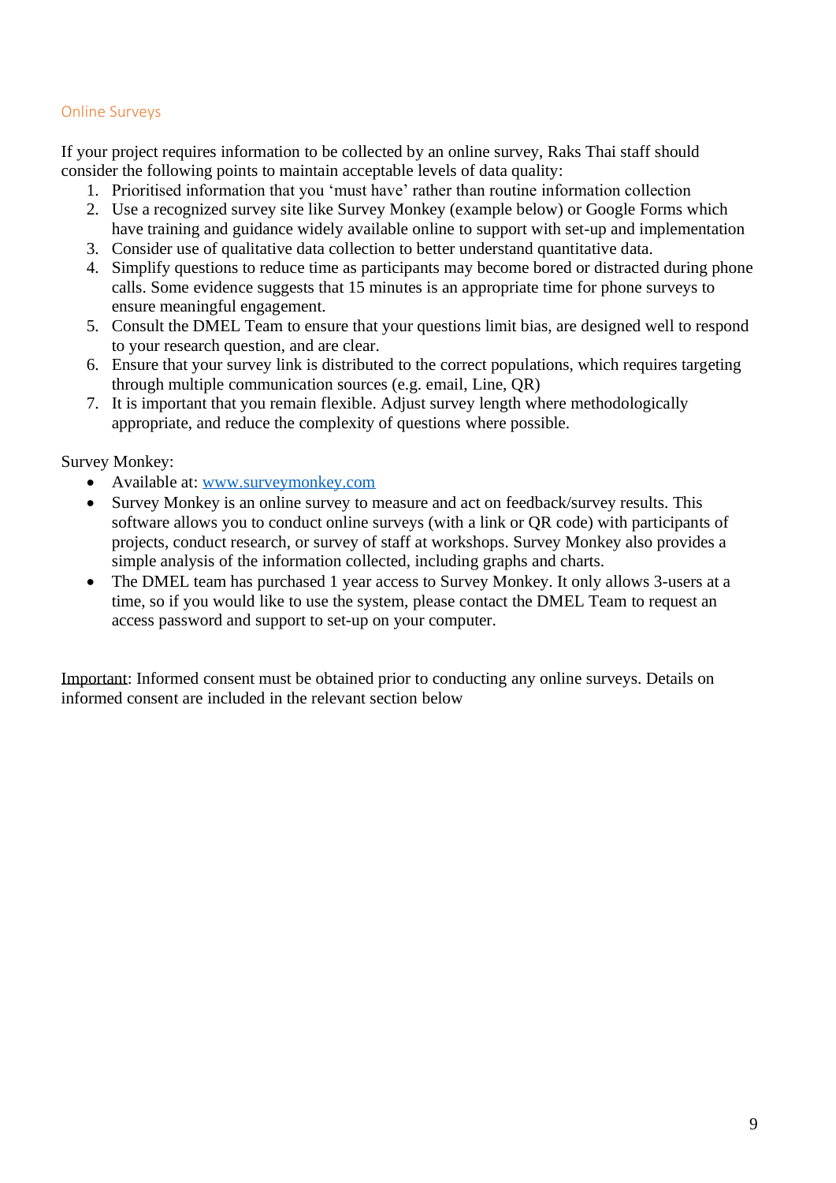## Online Surveys

If your project requires information to be collected by an online survey, Raks Thai staff should consider the following points to maintain acceptable levels of data quality:

1. Prioritised information that you 'must have' rather than routine information collection
2. Use a recognized survey site like Survey Monkey (example below) or Google Forms which have training and guidance widely available online to support with set-up and implementation
3. Consider use of qualitative data collection to better understand quantitative data.
4. Simplify questions to reduce time as participants may become bored or distracted during phone calls. Some evidence suggests that 15 minutes is an appropriate time for phone surveys to ensure meaningful engagement.
5. Consult the DMEL Team to ensure that your questions limit bias, are designed well to respond to your research question, and are clear.
6. Ensure that your survey link is distributed to the correct populations, which requires targeting through multiple communication sources (e.g. email, Line, QR)
7. It is important that you remain flexible. Adjust survey length where methodologically appropriate, and reduce the complexity of questions where possible.

Survey Monkey:

- Available at: [www.surveymonkey.com](http://www.surveymonkey.com)
- Survey Monkey is an online survey to measure and act on feedback/survey results. This software allows you to conduct online surveys (with a link or QR code) with participants of projects, conduct research, or survey of staff at workshops. Survey Monkey also provides a simple analysis of the information collected, including graphs and charts.
- The DMEL team has purchased 1 year access to Survey Monkey. It only allows 3-users at a time, so if you would like to use the system, please contact the DMEL Team to request an access password and support to set-up on your computer.

<u>Important</u>: Informed consent must be obtained prior to conducting any online surveys. Details on informed consent are included in the relevant section below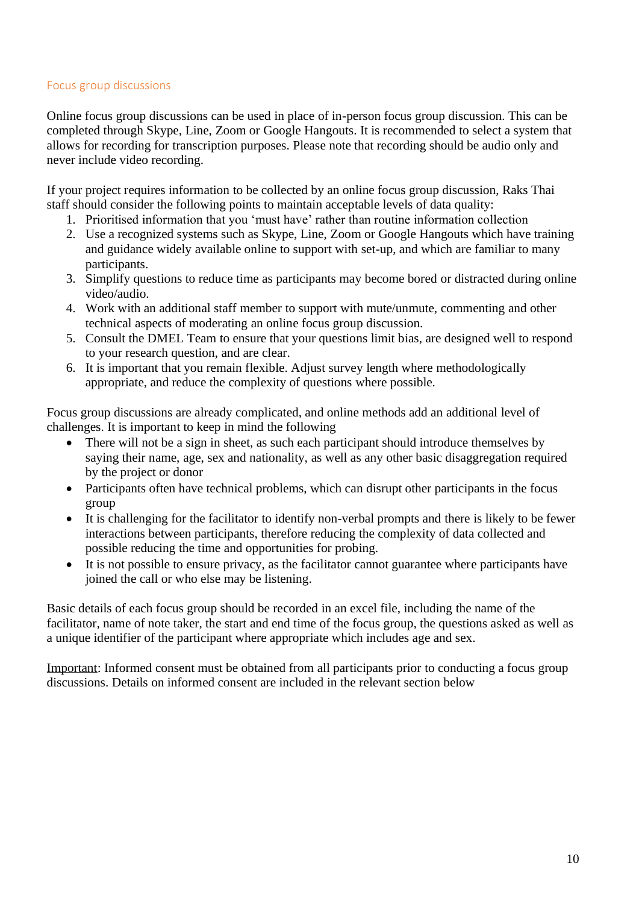## Focus group discussions

Online focus group discussions can be used in place of in-person focus group discussion. This can be completed through Skype, Line, Zoom or Google Hangouts. It is recommended to select a system that allows for recording for transcription purposes. Please note that recording should be audio only and never include video recording.

If your project requires information to be collected by an online focus group discussion, Raks Thai staff should consider the following points to maintain acceptable levels of data quality:

1. Prioritised information that you 'must have' rather than routine information collection
2. Use a recognized systems such as Skype, Line, Zoom or Google Hangouts which have training and guidance widely available online to support with set-up, and which are familiar to many participants.
3. Simplify questions to reduce time as participants may become bored or distracted during online video/audio.
4. Work with an additional staff member to support with mute/unmute, commenting and other technical aspects of moderating an online focus group discussion.
5. Consult the DMEL Team to ensure that your questions limit bias, are designed well to respond to your research question, and are clear.
6. It is important that you remain flexible. Adjust survey length where methodologically appropriate, and reduce the complexity of questions where possible.

Focus group discussions are already complicated, and online methods add an additional level of challenges. It is important to keep in mind the following

- There will not be a sign in sheet, as such each participant should introduce themselves by saying their name, age, sex and nationality, as well as any other basic disaggregation required by the project or donor
- Participants often have technical problems, which can disrupt other participants in the focus group
- It is challenging for the facilitator to identify non-verbal prompts and there is likely to be fewer interactions between participants, therefore reducing the complexity of data collected and possible reducing the time and opportunities for probing.
- It is not possible to ensure privacy, as the facilitator cannot guarantee where participants have joined the call or who else may be listening.

Basic details of each focus group should be recorded in an excel file, including the name of the facilitator, name of note taker, the start and end time of the focus group, the questions asked as well as a unique identifier of the participant where appropriate which includes age and sex.

Important: Informed consent must be obtained from all participants prior to conducting a focus group discussions. Details on informed consent are included in the relevant section below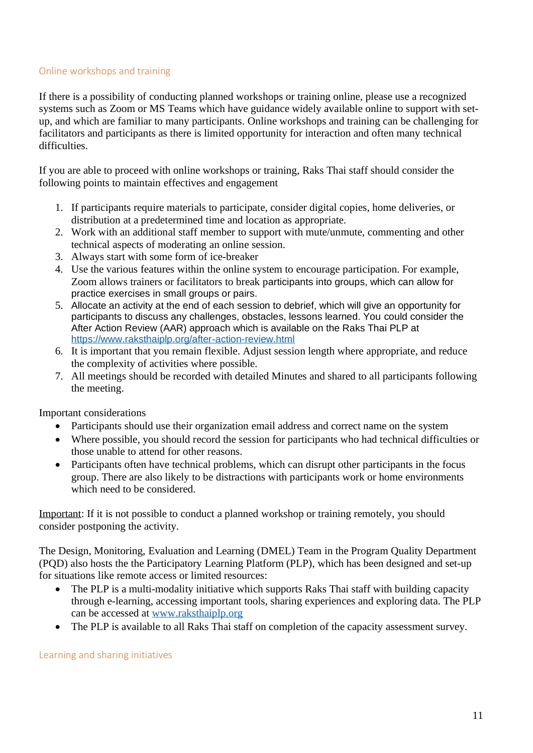### Online workshops and training

If there is a possibility of conducting planned workshops or training online, please use a recognized systems such as Zoom or MS Teams which have guidance widely available online to support with set-up, and which are familiar to many participants. Online workshops and training can be challenging for facilitators and participants as there is limited opportunity for interaction and often many technical difficulties.

If you are able to proceed with online workshops or training, Raks Thai staff should consider the following points to maintain effectives and engagement

1. If participants require materials to participate, consider digital copies, home deliveries, or distribution at a predetermined time and location as appropriate.
2. Work with an additional staff member to support with mute/unmute, commenting and other technical aspects of moderating an online session.
3. Always start with some form of ice-breaker
4. Use the various features within the online system to encourage participation. For example, Zoom allows trainers or facilitators to break participants into groups, which can allow for practice exercises in small groups or pairs.
5. Allocate an activity at the end of each session to debrief, which will give an opportunity for participants to discuss any challenges, obstacles, lessons learned. You could consider the After Action Review (AAR) approach which is available on the Raks Thai PLP at https://www.raksthaiplp.org/after-action-review.html
6. It is important that you remain flexible. Adjust session length where appropriate, and reduce the complexity of activities where possible.
7. All meetings should be recorded with detailed Minutes and shared to all participants following the meeting.

Important considerations

- Participants should use their organization email address and correct name on the system
- Where possible, you should record the session for participants who had technical difficulties or those unable to attend for other reasons.
- Participants often have technical problems, which can disrupt other participants in the focus group. There are also likely to be distractions with participants work or home environments which need to be considered.

Important: If it is not possible to conduct a planned workshop or training remotely, you should consider postponing the activity.

The Design, Monitoring, Evaluation and Learning (DMEL) Team in the Program Quality Department (PQD) also hosts the the Participatory Learning Platform (PLP), which has been designed and set-up for situations like remote access or limited resources:

- The PLP is a multi-modality initiative which supports Raks Thai staff with building capacity through e-learning, accessing important tools, sharing experiences and exploring data. The PLP can be accessed at www.raksthaiplp.org
- The PLP is available to all Raks Thai staff on completion of the capacity assessment survey.

### Learning and sharing initiatives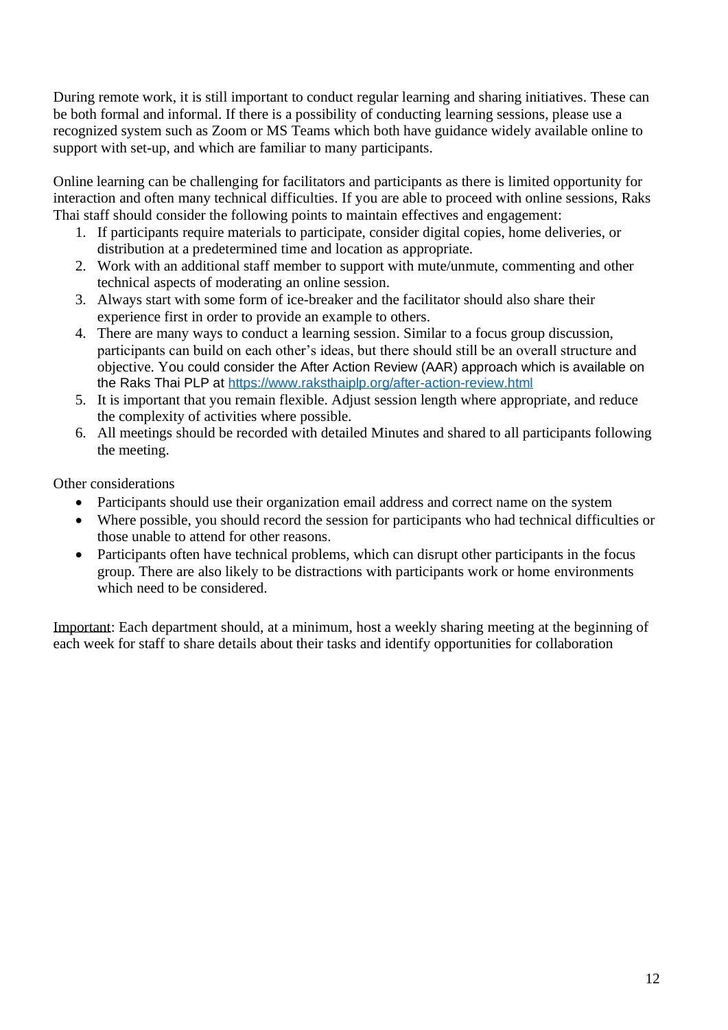During remote work, it is still important to conduct regular learning and sharing initiatives. These can be both formal and informal. If there is a possibility of conducting learning sessions, please use a recognized system such as Zoom or MS Teams which both have guidance widely available online to support with set-up, and which are familiar to many participants.

Online learning can be challenging for facilitators and participants as there is limited opportunity for interaction and often many technical difficulties. If you are able to proceed with online sessions, Raks Thai staff should consider the following points to maintain effectives and engagement:

1. If participants require materials to participate, consider digital copies, home deliveries, or distribution at a predetermined time and location as appropriate.
2. Work with an additional staff member to support with mute/unmute, commenting and other technical aspects of moderating an online session.
3. Always start with some form of ice-breaker and the facilitator should also share their experience first in order to provide an example to others.
4. There are many ways to conduct a learning session. Similar to a focus group discussion, participants can build on each other's ideas, but there should still be an overall structure and objective. You could consider the After Action Review (AAR) approach which is available on the Raks Thai PLP at https://www.raksthaiplp.org/after-action-review.html
5. It is important that you remain flexible. Adjust session length where appropriate, and reduce the complexity of activities where possible.
6. All meetings should be recorded with detailed Minutes and shared to all participants following the meeting.

Other considerations

- Participants should use their organization email address and correct name on the system
- Where possible, you should record the session for participants who had technical difficulties or those unable to attend for other reasons.
- Participants often have technical problems, which can disrupt other participants in the focus group. There are also likely to be distractions with participants work or home environments which need to be considered.

Important: Each department should, at a minimum, host a weekly sharing meeting at the beginning of each week for staff to share details about their tasks and identify opportunities for collaboration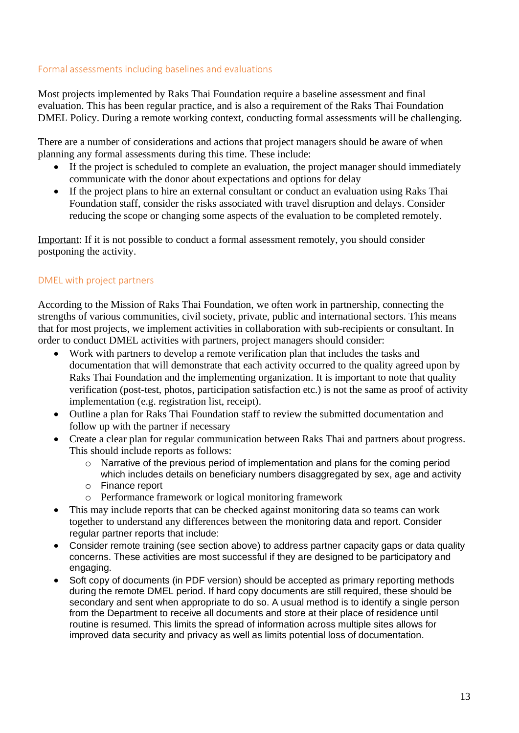## Formal assessments including baselines and evaluations

Most projects implemented by Raks Thai Foundation require a baseline assessment and final evaluation. This has been regular practice, and is also a requirement of the Raks Thai Foundation DMEL Policy. During a remote working context, conducting formal assessments will be challenging.

There are a number of considerations and actions that project managers should be aware of when planning any formal assessments during this time. These include:

- If the project is scheduled to complete an evaluation, the project manager should immediately communicate with the donor about expectations and options for delay
- If the project plans to hire an external consultant or conduct an evaluation using Raks Thai Foundation staff, consider the risks associated with travel disruption and delays. Consider reducing the scope or changing some aspects of the evaluation to be completed remotely.

<u>Important</u>: If it is not possible to conduct a formal assessment remotely, you should consider postponing the activity.

## DMEL with project partners

According to the Mission of Raks Thai Foundation, we often work in partnership, connecting the strengths of various communities, civil society, private, public and international sectors. This means that for most projects, we implement activities in collaboration with sub-recipients or consultant. In order to conduct DMEL activities with partners, project managers should consider:

- Work with partners to develop a remote verification plan that includes the tasks and documentation that will demonstrate that each activity occurred to the quality agreed upon by Raks Thai Foundation and the implementing organization. It is important to note that quality verification (post-test, photos, participation satisfaction etc.) is not the same as proof of activity implementation (e.g. registration list, receipt).
- Outline a plan for Raks Thai Foundation staff to review the submitted documentation and follow up with the partner if necessary
- Create a clear plan for regular communication between Raks Thai and partners about progress. This should include reports as follows:
  - Narrative of the previous period of implementation and plans for the coming period which includes details on beneficiary numbers disaggregated by sex, age and activity
  - Finance report
  - Performance framework or logical monitoring framework
- This may include reports that can be checked against monitoring data so teams can work together to understand any differences between the monitoring data and report. Consider regular partner reports that include:
- Consider remote training (see section above) to address partner capacity gaps or data quality concerns. These activities are most successful if they are designed to be participatory and engaging.
- Soft copy of documents (in PDF version) should be accepted as primary reporting methods during the remote DMEL period. If hard copy documents are still required, these should be secondary and sent when appropriate to do so. A usual method is to identify a single person from the Department to receive all documents and store at their place of residence until routine is resumed. This limits the spread of information across multiple sites allows for improved data security and privacy as well as limits potential loss of documentation.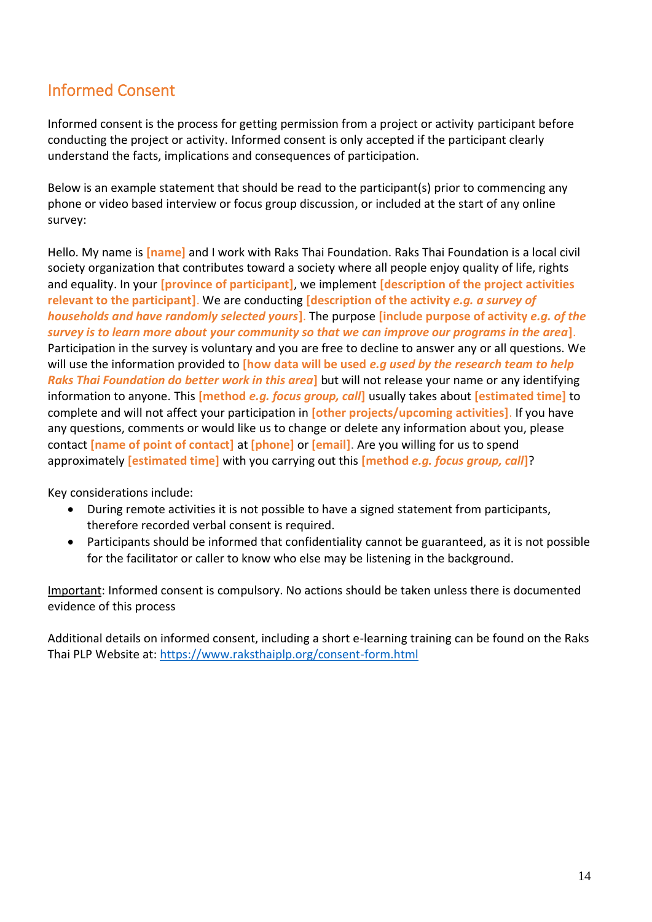## Informed Consent

Informed consent is the process for getting permission from a project or activity participant before conducting the project or activity. Informed consent is only accepted if the participant clearly understand the facts, implications and consequences of participation.

Below is an example statement that should be read to the participant(s) prior to commencing any phone or video based interview or focus group discussion, or included at the start of any online survey:

Hello. My name is **[name]** and I work with Raks Thai Foundation. Raks Thai Foundation is a local civil society organization that contributes toward a society where all people enjoy quality of life, rights and equality. In your **[province of participant]**, we implement **[description of the project activities relevant to the participant]**. We are conducting **[description of the activity *e.g. a survey of households and have randomly selected yours*]**. The purpose **[include purpose of activity *e.g. of the survey is to learn more about your community so that we can improve our programs in the area*]**. Participation in the survey is voluntary and you are free to decline to answer any or all questions. We will use the information provided to **[how data will be used *e.g used by the research team to help Raks Thai Foundation do better work in this area*]** but will not release your name or any identifying information to anyone. This **[method *e.g. focus group, call*]** usually takes about **[estimated time]** to complete and will not affect your participation in **[other projects/upcoming activities]**. If you have any questions, comments or would like us to change or delete any information about you, please contact **[name of point of contact]** at **[phone]** or **[email]**. Are you willing for us to spend approximately **[estimated time]** with you carrying out this **[method *e.g. focus group, call*]**?

Key considerations include:

- During remote activities it is not possible to have a signed statement from participants, therefore recorded verbal consent is required.
- Participants should be informed that confidentiality cannot be guaranteed, as it is not possible for the facilitator or caller to know who else may be listening in the background.

<u>Important</u>: Informed consent is compulsory. No actions should be taken unless there is documented evidence of this process

Additional details on informed consent, including a short e-learning training can be found on the Raks Thai PLP Website at: https://www.raksthaiplp.org/consent-form.html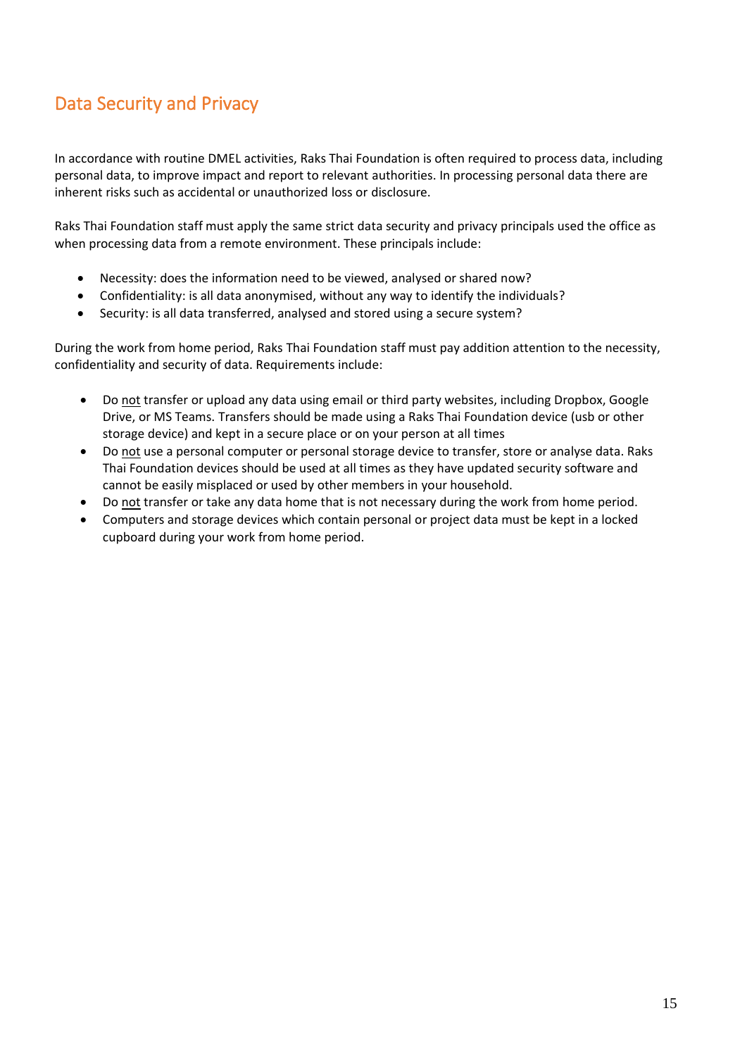## Data Security and Privacy

In accordance with routine DMEL activities, Raks Thai Foundation is often required to process data, including personal data, to improve impact and report to relevant authorities. In processing personal data there are inherent risks such as accidental or unauthorized loss or disclosure.

Raks Thai Foundation staff must apply the same strict data security and privacy principals used the office as when processing data from a remote environment. These principals include:

- Necessity: does the information need to be viewed, analysed or shared now?
- Confidentiality: is all data anonymised, without any way to identify the individuals?
- Security: is all data transferred, analysed and stored using a secure system?

During the work from home period, Raks Thai Foundation staff must pay addition attention to the necessity, confidentiality and security of data. Requirements include:

- Do <u>not</u> transfer or upload any data using email or third party websites, including Dropbox, Google Drive, or MS Teams. Transfers should be made using a Raks Thai Foundation device (usb or other storage device) and kept in a secure place or on your person at all times
- Do <u>not</u> use a personal computer or personal storage device to transfer, store or analyse data. Raks Thai Foundation devices should be used at all times as they have updated security software and cannot be easily misplaced or used by other members in your household.
- Do <u>not</u> transfer or take any data home that is not necessary during the work from home period.
- Computers and storage devices which contain personal or project data must be kept in a locked cupboard during your work from home period.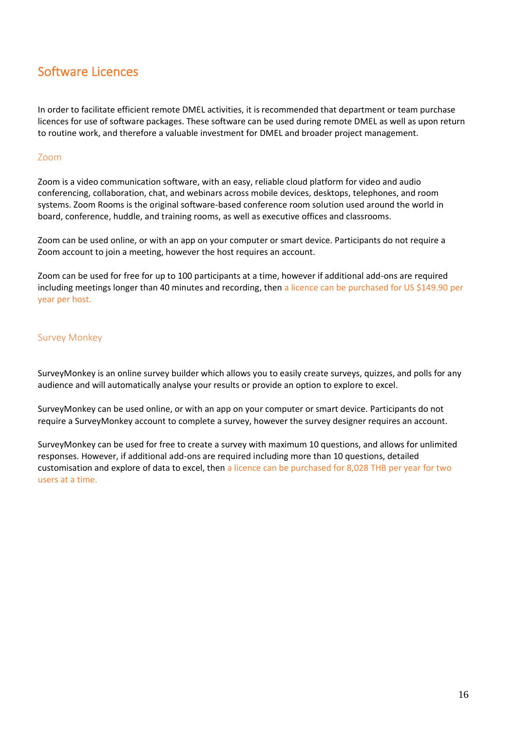## Software Licences

In order to facilitate efficient remote DMEL activities, it is recommended that department or team purchase licences for use of software packages. These software can be used during remote DMEL as well as upon return to routine work, and therefore a valuable investment for DMEL and broader project management.

### Zoom

Zoom is a video communication software, with an easy, reliable cloud platform for video and audio conferencing, collaboration, chat, and webinars across mobile devices, desktops, telephones, and room systems. Zoom Rooms is the original software-based conference room solution used around the world in board, conference, huddle, and training rooms, as well as executive offices and classrooms.

Zoom can be used online, or with an app on your computer or smart device. Participants do not require a Zoom account to join a meeting, however the host requires an account.

Zoom can be used for free for up to 100 participants at a time, however if additional add-ons are required including meetings longer than 40 minutes and recording, then a licence can be purchased for US $149.90 per year per host.

### Survey Monkey

SurveyMonkey is an online survey builder which allows you to easily create surveys, quizzes, and polls for any audience and will automatically analyse your results or provide an option to explore to excel.

SurveyMonkey can be used online, or with an app on your computer or smart device. Participants do not require a SurveyMonkey account to complete a survey, however the survey designer requires an account.

SurveyMonkey can be used for free to create a survey with maximum 10 questions, and allows for unlimited responses. However, if additional add-ons are required including more than 10 questions, detailed customisation and explore of data to excel, then a licence can be purchased for 8,028 THB per year for two users at a time.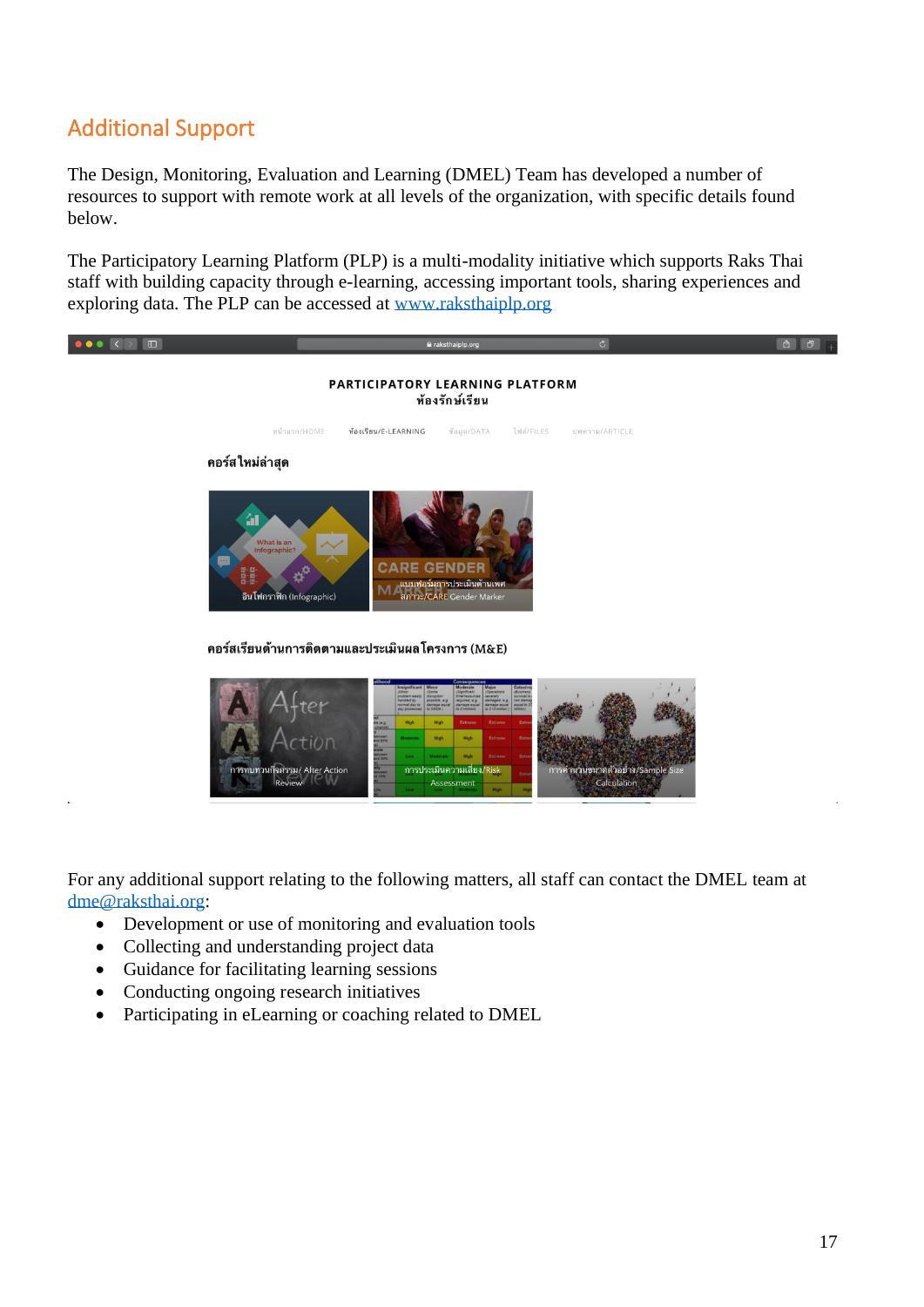## Additional Support

The Design, Monitoring, Evaluation and Learning (DMEL) Team has developed a number of resources to support with remote work at all levels of the organization, with specific details found below.

The Participatory Learning Platform (PLP) is a multi-modality initiative which supports Raks Thai staff with building capacity through e-learning, accessing important tools, sharing experiences and exploring data. The PLP can be accessed at www.raksthaiplp.org

For any additional support relating to the following matters, all staff can contact the DMEL team at dme@raksthai.org:

- Development or use of monitoring and evaluation tools
- Collecting and understanding project data
- Guidance for facilitating learning sessions
- Conducting ongoing research initiatives
- Participating in eLearning or coaching related to DMEL